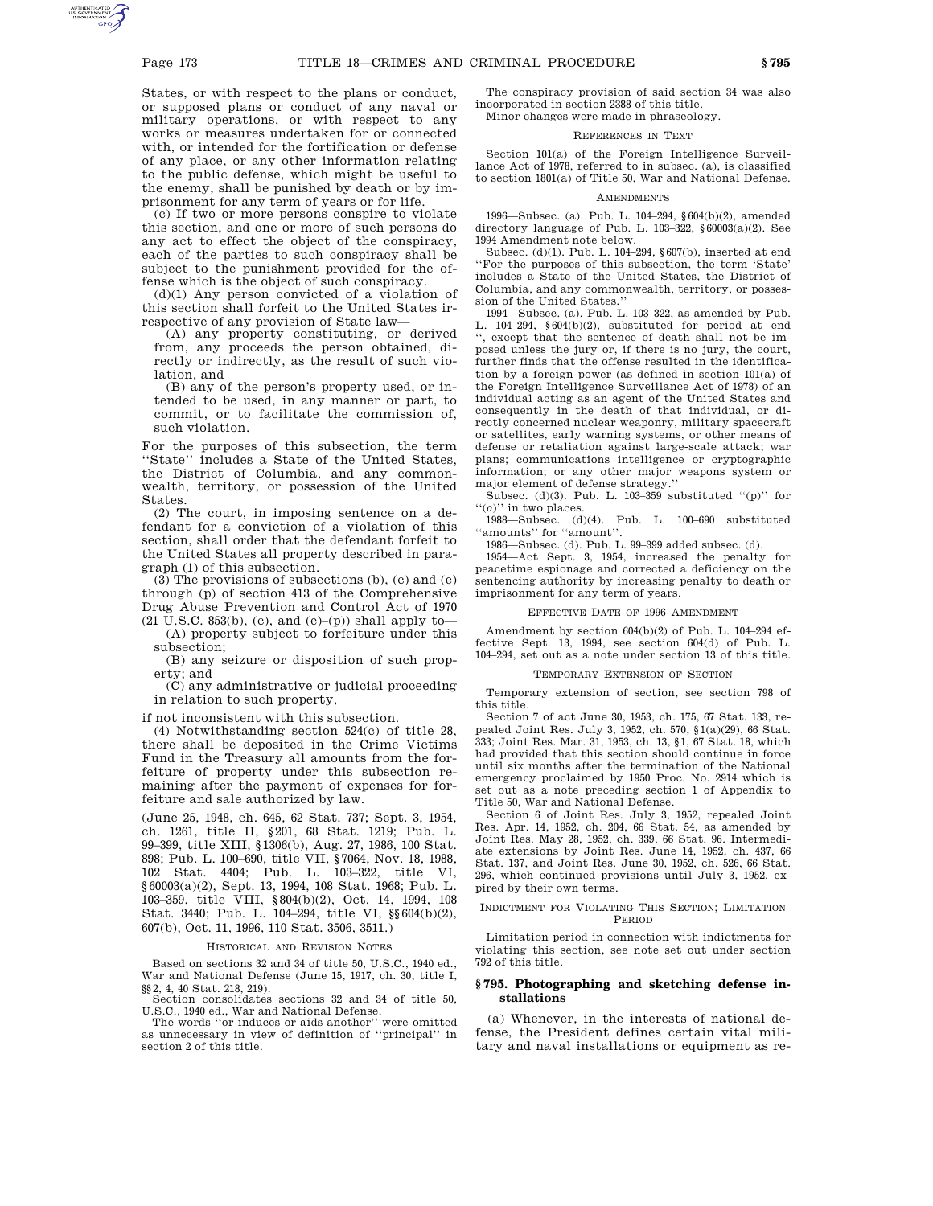States, or with respect to the plans or conduct, or supposed plans or conduct of any naval or military operations, or with respect to any works or measures undertaken for or connected with, or intended for the fortification or defense of any place, or any other information relating to the public defense, which might be useful to the enemy, shall be punished by death or by imprisonment for any term of years or for life.

(c) If two or more persons conspire to violate this section, and one or more of such persons do any act to effect the object of the conspiracy, each of the parties to such conspiracy shall be subject to the punishment provided for the offense which is the object of such conspiracy.

(d)(1) Any person convicted of a violation of this section shall forfeit to the United States irrespective of any provision of State law—

(A) any property constituting, or derived from, any proceeds the person obtained, directly or indirectly, as the result of such violation, and

(B) any of the person's property used, or intended to be used, in any manner or part, to commit, or to facilitate the commission of, such violation.

For the purposes of this subsection, the term ''State'' includes a State of the United States, the District of Columbia, and any commonwealth, territory, or possession of the United States.

(2) The court, in imposing sentence on a defendant for a conviction of a violation of this section, shall order that the defendant forfeit to the United States all property described in paragraph (1) of this subsection.

(3) The provisions of subsections (b), (c) and (e) through (p) of section 413 of the Comprehensive Drug Abuse Prevention and Control Act of 1970 (21 U.S.C. 853(b), (c), and (e)–(p)) shall apply to—

(A) property subject to forfeiture under this subsection;

(B) any seizure or disposition of such property; and

(C) any administrative or judicial proceeding in relation to such property,

if not inconsistent with this subsection.

(4) Notwithstanding section 524(c) of title 28, there shall be deposited in the Crime Victims Fund in the Treasury all amounts from the forfeiture of property under this subsection remaining after the payment of expenses for forfeiture and sale authorized by law.

(June 25, 1948, ch. 645, 62 Stat. 737; Sept. 3, 1954, ch. 1261, title II, §201, 68 Stat. 1219; Pub. L. 99–399, title XIII, §1306(b), Aug. 27, 1986, 100 Stat. 898; Pub. L. 100–690, title VII, §7064, Nov. 18, 1988, 102 Stat. 4404; Pub. L. 103–322, title VI, §60003(a)(2), Sept. 13, 1994, 108 Stat. 1968; Pub. L. 103–359, title VIII, §804(b)(2), Oct. 14, 1994, 108 Stat. 3440; Pub. L. 104–294, title VI, §§604(b)(2), 607(b), Oct. 11, 1996, 110 Stat. 3506, 3511.)

HISTORICAL AND REVISION NOTES

Based on sections 32 and 34 of title 50, U.S.C., 1940 ed., War and National Defense (June 15, 1917, ch. 30, title I, §§2, 4, 40 Stat. 218, 219).

Section consolidates sections 32 and 34 of title 50, U.S.C., 1940 ed., War and National Defense.

The words ''or induces or aids another'' were omitted as unnecessary in view of definition of ''principal'' in section 2 of this title.

The conspiracy provision of said section 34 was also incorporated in section 2388 of this title.

Minor changes were made in phraseology.

REFERENCES IN TEXT

Section 101(a) of the Foreign Intelligence Surveillance Act of 1978, referred to in subsec. (a), is classified to section 1801(a) of Title 50, War and National Defense.

AMENDMENTS

1996—Subsec. (a). Pub. L. 104–294, §604(b)(2), amended directory language of Pub. L. 103–322, §60003(a)(2). See 1994 Amendment note below.

Subsec. (d)(1). Pub. L. 104–294, §607(b), inserted at end ''For the purposes of this subsection, the term 'State' includes a State of the United States, the District of Columbia, and any commonwealth, territory, or possession of the United States.''

1994—Subsec. (a). Pub. L. 103–322, as amended by Pub. L. 104–294, §604(b)(2), substituted for period at end '', except that the sentence of death shall not be imposed unless the jury or, if there is no jury, the court, further finds that the offense resulted in the identification by a foreign power (as defined in section 101(a) of the Foreign Intelligence Surveillance Act of 1978) of an individual acting as an agent of the United States and consequently in the death of that individual, or directly concerned nuclear weaponry, military spacecraft or satellites, early warning systems, or other means of defense or retaliation against large-scale attack; war plans; communications intelligence or cryptographic information; or any other major weapons system or major element of defense strategy.''

Subsec. (d)(3). Pub. L. 103–359 substituted ''(p)'' for ''(*o*)'' in two places.

1988—Subsec. (d)(4). Pub. L. 100–690 substituted ''amounts'' for ''amount''.

1986—Subsec. (d). Pub. L. 99–399 added subsec. (d).

1954—Act Sept. 3, 1954, increased the penalty for peacetime espionage and corrected a deficiency on the sentencing authority by increasing penalty to death or imprisonment for any term of years.

EFFECTIVE DATE OF 1996 AMENDMENT

Amendment by section 604(b)(2) of Pub. L. 104–294 effective Sept. 13, 1994, see section 604(d) of Pub. L. 104–294, set out as a note under section 13 of this title.

TEMPORARY EXTENSION OF SECTION

Temporary extension of section, see section 798 of this title.

Section 7 of act June 30, 1953, ch. 175, 67 Stat. 133, repealed Joint Res. July 3, 1952, ch. 570, §1(a)(29), 66 Stat. 333; Joint Res. Mar. 31, 1953, ch. 13, §1, 67 Stat. 18, which had provided that this section should continue in force until six months after the termination of the National emergency proclaimed by 1950 Proc. No. 2914 which is set out as a note preceding section 1 of Appendix to Title 50, War and National Defense.

Section 6 of Joint Res. July 3, 1952, repealed Joint Res. Apr. 14, 1952, ch. 204, 66 Stat. 54, as amended by Joint Res. May 28, 1952, ch. 339, 66 Stat. 96. Intermediate extensions by Joint Res. June 14, 1952, ch. 437, 66 Stat. 137, and Joint Res. June 30, 1952, ch. 526, 66 Stat. 296, which continued provisions until July 3, 1952, expired by their own terms.

INDICTMENT FOR VIOLATING THIS SECTION; LIMITATION PERIOD

Limitation period in connection with indictments for violating this section, see note set out under section 792 of this title.

## § 795. Photographing and sketching defense installations

(a) Whenever, in the interests of national defense, the President defines certain vital military and naval installations or equipment as re-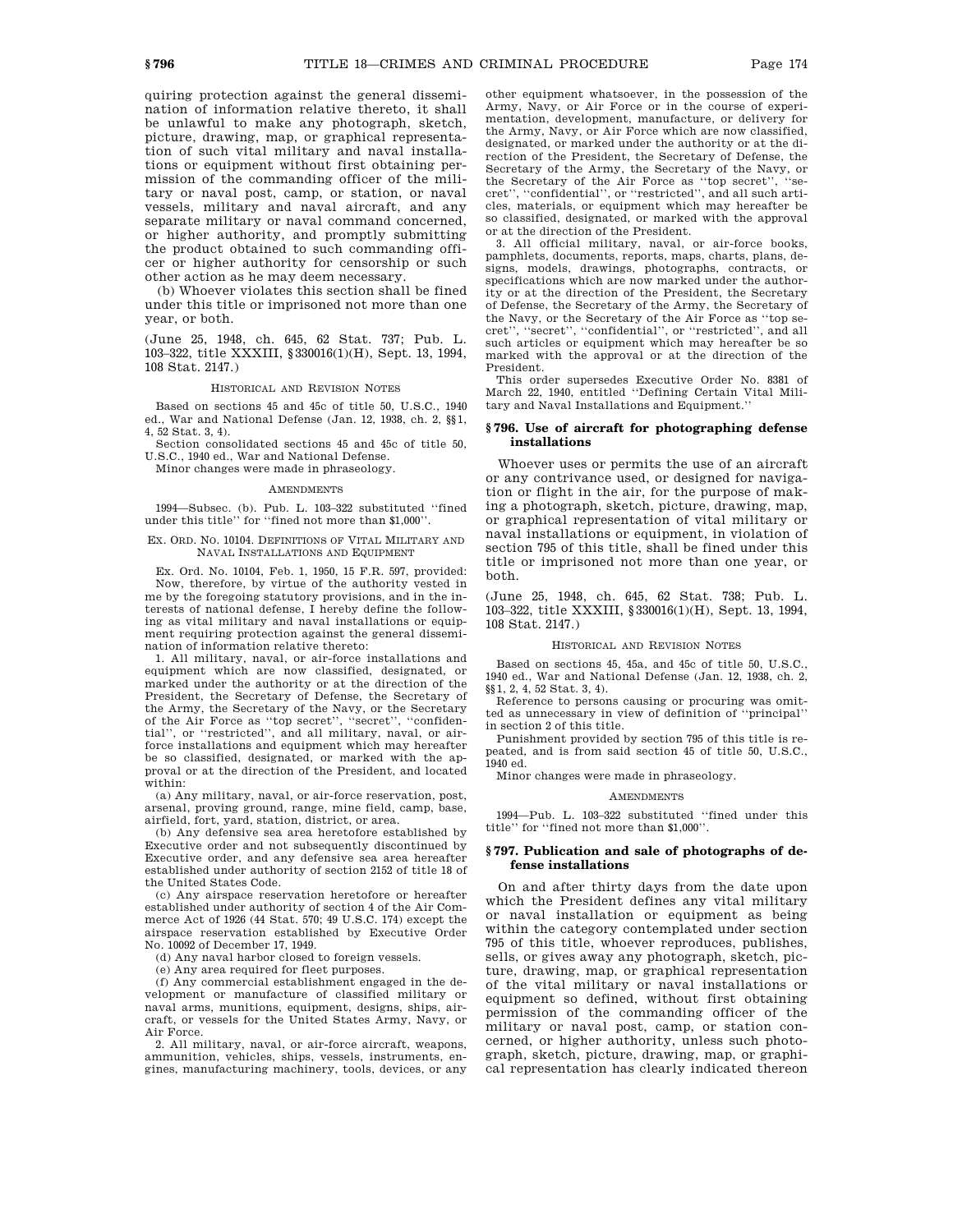quiring protection against the general dissemination of information relative thereto, it shall be unlawful to make any photograph, sketch, picture, drawing, map, or graphical representation of such vital military and naval installations or equipment without first obtaining permission of the commanding officer of the military or naval post, camp, or station, or naval vessels, military and naval aircraft, and any separate military or naval command concerned, or higher authority, and promptly submitting the product obtained to such commanding officer or higher authority for censorship or such other action as he may deem necessary.

(b) Whoever violates this section shall be fined under this title or imprisoned not more than one year, or both.

(June 25, 1948, ch. 645, 62 Stat. 737; Pub. L. 103–322, title XXXIII, §330016(1)(H), Sept. 13, 1994, 108 Stat. 2147.)

HISTORICAL AND REVISION NOTES

Based on sections 45 and 45c of title 50, U.S.C., 1940 ed., War and National Defense (Jan. 12, 1938, ch. 2, §§1, 4, 52 Stat. 3, 4).

Section consolidated sections 45 and 45c of title 50, U.S.C., 1940 ed., War and National Defense.

Minor changes were made in phraseology.

AMENDMENTS

1994—Subsec. (b). Pub. L. 103–322 substituted "fined under this title" for "fined not more than $1,000".

EX. ORD. NO. 10104. DEFINITIONS OF VITAL MILITARY AND NAVAL INSTALLATIONS AND EQUIPMENT

Ex. Ord. No. 10104, Feb. 1, 1950, 15 F.R. 597, provided:

Now, therefore, by virtue of the authority vested in me by the foregoing statutory provisions, and in the interests of national defense, I hereby define the following as vital military and naval installations or equipment requiring protection against the general dissemination of information relative thereto:

1. All military, naval, or air-force installations and equipment which are now classified, designated, or marked under the authority or at the direction of the President, the Secretary of Defense, the Secretary of the Army, the Secretary of the Navy, or the Secretary of the Air Force as "top secret", "secret", "confidential", or "restricted", and all military, naval, or air-force installations and equipment which may hereafter be so classified, designated, or marked with the approval or at the direction of the President, and located within:

(a) Any military, naval, or air-force reservation, post, arsenal, proving ground, range, mine field, camp, base, airfield, fort, yard, station, district, or area.

(b) Any defensive sea area heretofore established by Executive order and not subsequently discontinued by Executive order, and any defensive sea area hereafter established under authority of section 2152 of title 18 of the United States Code.

(c) Any airspace reservation heretofore or hereafter established under authority of section 4 of the Air Commerce Act of 1926 (44 Stat. 570; 49 U.S.C. 174) except the airspace reservation established by Executive Order No. 10092 of December 17, 1949.

(d) Any naval harbor closed to foreign vessels.

(e) Any area required for fleet purposes.

(f) Any commercial establishment engaged in the development or manufacture of classified military or naval arms, munitions, equipment, designs, ships, aircraft, or vessels for the United States Army, Navy, or Air Force.

2. All military, naval, or air-force aircraft, weapons, ammunition, vehicles, ships, vessels, instruments, engines, manufacturing machinery, tools, devices, or any other equipment whatsoever, in the possession of the Army, Navy, or Air Force or in the course of experimentation, development, manufacture, or delivery for the Army, Navy, or Air Force which are now classified, designated, or marked under the authority or at the direction of the President, the Secretary of Defense, the Secretary of the Army, the Secretary of the Navy, or the Secretary of the Air Force as "top secret", "secret", "confidential", or "restricted", and all such articles, materials, or equipment which may hereafter be so classified, designated, or marked with the approval or at the direction of the President.

3. All official military, naval, or air-force books, pamphlets, documents, reports, maps, charts, plans, designs, models, drawings, photographs, contracts, or specifications which are now marked under the authority or at the direction of the President, the Secretary of Defense, the Secretary of the Army, the Secretary of the Navy, or the Secretary of the Air Force as "top secret", "secret", "confidential", or "restricted", and all such articles or equipment which may hereafter be so marked with the approval or at the direction of the President.

This order supersedes Executive Order No. 8381 of March 22, 1940, entitled "Defining Certain Vital Military and Naval Installations and Equipment."

## § 796. Use of aircraft for photographing defense installations

Whoever uses or permits the use of an aircraft or any contrivance used, or designed for navigation or flight in the air, for the purpose of making a photograph, sketch, picture, drawing, map, or graphical representation of vital military or naval installations or equipment, in violation of section 795 of this title, shall be fined under this title or imprisoned not more than one year, or both.

(June 25, 1948, ch. 645, 62 Stat. 738; Pub. L. 103–322, title XXXIII, §330016(1)(H), Sept. 13, 1994, 108 Stat. 2147.)

HISTORICAL AND REVISION NOTES

Based on sections 45, 45a, and 45c of title 50, U.S.C., 1940 ed., War and National Defense (Jan. 12, 1938, ch. 2, §§1, 2, 4, 52 Stat. 3, 4).

Reference to persons causing or procuring was omitted as unnecessary in view of definition of "principal" in section 2 of this title.

Punishment provided by section 795 of this title is repeated, and is from said section 45 of title 50, U.S.C., 1940 ed.

Minor changes were made in phraseology.

AMENDMENTS

1994—Pub. L. 103–322 substituted "fined under this title" for "fined not more than $1,000".

## § 797. Publication and sale of photographs of defense installations

On and after thirty days from the date upon which the President defines any vital military or naval installation or equipment as being within the category contemplated under section 795 of this title, whoever reproduces, publishes, sells, or gives away any photograph, sketch, picture, drawing, map, or graphical representation of the vital military or naval installations or equipment so defined, without first obtaining permission of the commanding officer of the military or naval post, camp, or station concerned, or higher authority, unless such photograph, sketch, picture, drawing, map, or graphical representation has clearly indicated thereon